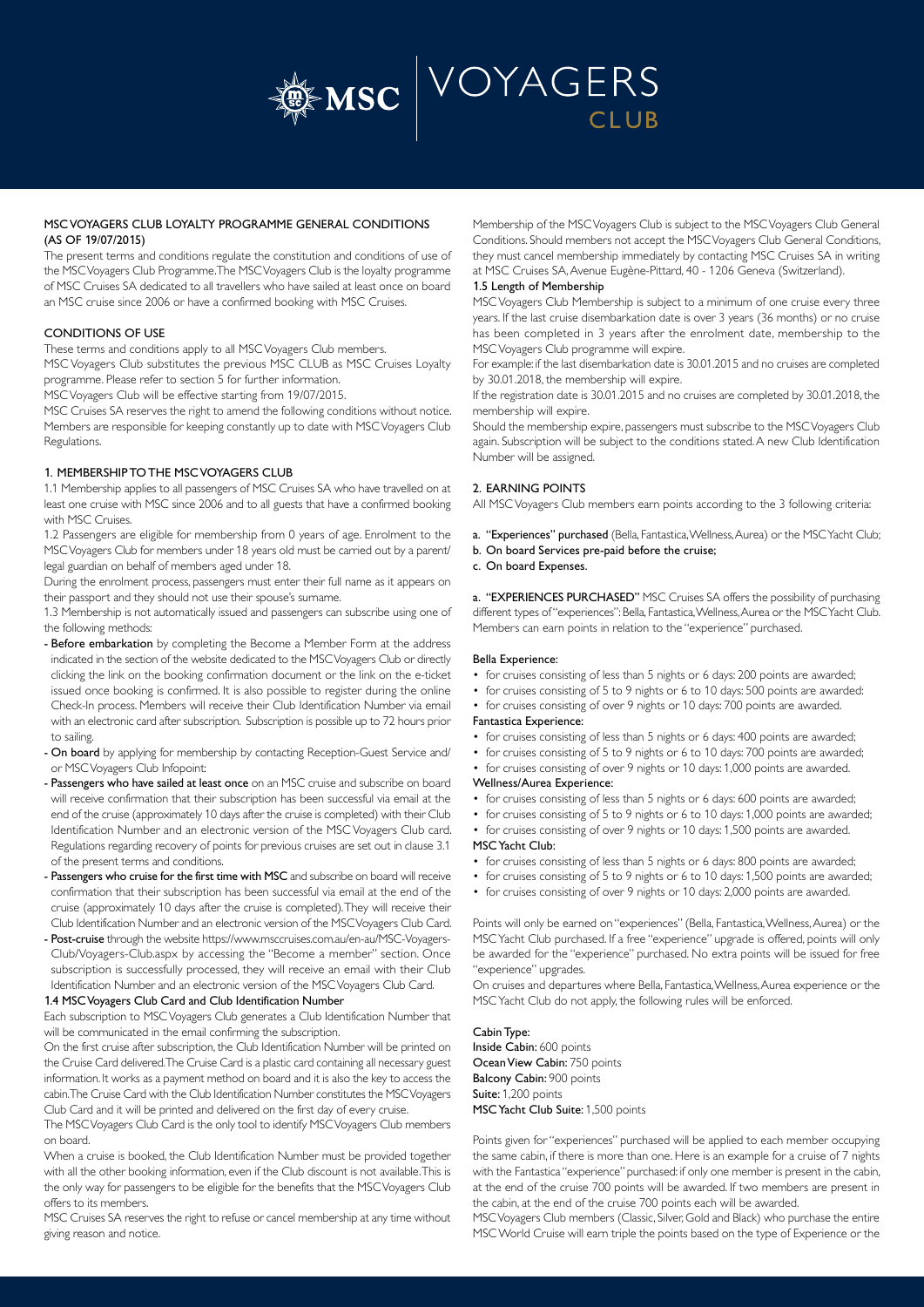# MSC VOYAGERS CLUB LOYALTY PROGRAMME GENERAL CONDITIONS (AS OF 19/07/2015)

The present terms and conditions regulate the constitution and conditions of use of the MSC Voyagers Club Programme. The MSC Voyagers Club is the loyalty programme of MSC Cruises SA dedicated to all travellers who have sailed at least once on board an MSC cruise since 2006 or have a confirmed booking with MSC Cruises.

## CONDITIONS OF USE

These terms and conditions apply to all MSC Voyagers Club members.

MSC Voyagers Club substitutes the previous MSC CLUB as MSC Cruises Loyalty programme. Please refer to section 5 for further information.

MSC Voyagers Club will be effective starting from 19/07/2015.

MSC Cruises SA reserves the right to amend the following conditions without notice. Members are responsible for keeping constantly up to date with MSC Voyagers Club Regulations.

## 1. MEMBERSHIP TO THE MSC VOYAGERS CLUB

1.1 Membership applies to all passengers of MSC Cruises SA who have travelled on at least one cruise with MSC since 2006 and to all guests that have a confirmed booking with MSC Cruises.

1.2 Passengers are eligible for membership from 0 years of age. Enrolment to the MSC Voyagers Club for members under 18 years old must be carried out by a parent/ legal guardian on behalf of members aged under 18.

During the enrolment process, passengers must enter their full name as it appears on their passport and they should not use their spouse's surname.

1.3 Membership is not automatically issued and passengers can subscribe using one of the following methods:

- **Before embarkation** by completing the Become a Member Form at the address indicated in the section of the website dedicated to the MSC Voyagers Club or directly clicking the link on the booking confirmation document or the link on the e-ticket issued once booking is confirmed. It is also possible to register during the online Check-In process. Members will receive their Club Identification Number via email with an electronic card after subscription. Subscription is possible up to 72 hours prior to sailing.
- **On board** by applying for membership by contacting Reception-Guest Service and/ or MSC Voyagers Club Infopoint:
- **Passengers who have sailed at least once** on an MSC cruise and subscribe on board will receive confirmation that their subscription has been successful via email at the end of the cruise (approximately 10 days after the cruise is completed) with their Club Identification Number and an electronic version of the MSC Voyagers Club card. Regulations regarding recovery of points for previous cruises are set out in clause 3.1 of the present terms and conditions.
- **Passengers who cruise for the first time with MSC** and subscribe on board will receive confirmation that their subscription has been successful via email at the end of the cruise (approximately 10 days after the cruise is completed). They will receive their Club Identification Number and an electronic version of the MSC Voyagers Club Card.
- **Post-cruise** through the website https://www.msccruises.com.au/en-au/MSC-Voyagers-Club/Voyagers-Club.aspx by accessing the "Become a member" section. Once subscription is successfully processed, they will receive an email with their Club Identification Number and an electronic version of the MSC Voyagers Club Card.

### 1.4 MSC Voyagers Club Card and Club Identification Number

Each subscription to MSC Voyagers Club generates a Club Identification Number that will be communicated in the email confirming the subscription.

On the first cruise after subscription, the Club Identification Number will be printed on the Cruise Card delivered. The Cruise Card is a plastic card containing all necessary guest information. It works as a payment method on board and it is also the key to access the cabin. The Cruise Card with the Club Identification Number constitutes the MSC Voyagers Club Card and it will be printed and delivered on the first day of every cruise.

The MSC Voyagers Club Card is the only tool to identify MSC Voyagers Club members on board.

When a cruise is booked, the Club Identification Number must be provided together with all the other booking information, even if the Club discount is not available. This is the only way for passengers to be eligible for the benefits that the MSC Voyagers Club offers to its members.

MSC Cruises SA reserves the right to refuse or cancel membership at any time without giving reason and notice.

Membership of the MSC Voyagers Club is subject to the MSC Voyagers Club General Conditions. Should members not accept the MSC Voyagers Club General Conditions, they must cancel membership immediately by contacting MSC Cruises SA in writing at MSC Cruises SA, Avenue Eugène-Pittard, 40 - 1206 Geneva (Switzerland).

### 1.5 Length of Membership

MSC Voyagers Club Membership is subject to a minimum of one cruise every three years. If the last cruise disembarkation date is over 3 years (36 months) or no cruise has been completed in 3 years after the enrolment date, membership to the MSC Voyagers Club programme will expire.

For example: if the last disembarkation date is 30.01.2015 and no cruises are completed by 30.01.2018, the membership will expire.

If the registration date is 30.01.2015 and no cruises are completed by 30.01.2018, the membership will expire.

Should the membership expire, passengers must subscribe to the MSC Voyagers Club again. Subscription will be subject to the conditions stated. A new Club Identification Number will be assigned.

## 2. EARNING POINTS

All MSC Voyagers Club members earn points according to the 3 following criteria:

a. **"Experiences" purchased** (Bella, Fantastica, Wellness, Aurea) or the MSC Yacht Club;
b. **On board Services pre-paid before the cruise;**
c. **On board Expenses.**

a. **"EXPERIENCES PURCHASED"** MSC Cruises SA offers the possibility of purchasing different types of "experiences": Bella, Fantastica, Wellness, Aurea or the MSC Yacht Club. Members can earn points in relation to the "experience" purchased.

**Bella Experience:**

- for cruises consisting of less than 5 nights or 6 days: 200 points are awarded;
- for cruises consisting of 5 to 9 nights or 6 to 10 days: 500 points are awarded:
- for cruises consisting of over 9 nights or 10 days: 700 points are awarded.

**Fantastica Experience:**

- for cruises consisting of less than 5 nights or 6 days: 400 points are awarded;
- for cruises consisting of 5 to 9 nights or 6 to 10 days: 700 points are awarded;
- for cruises consisting of over 9 nights or 10 days: 1,000 points are awarded.

**Wellness/Aurea Experience:**

- for cruises consisting of less than 5 nights or 6 days: 600 points are awarded;
- for cruises consisting of 5 to 9 nights or 6 to 10 days: 1,000 points are awarded;
- for cruises consisting of over 9 nights or 10 days: 1,500 points are awarded.

**MSC Yacht Club:**

- for cruises consisting of less than 5 nights or 6 days: 800 points are awarded;
- for cruises consisting of 5 to 9 nights or 6 to 10 days: 1,500 points are awarded;
- for cruises consisting of over 9 nights or 10 days: 2,000 points are awarded.

Points will only be earned on "experiences" (Bella, Fantastica, Wellness, Aurea) or the MSC Yacht Club purchased. If a free "experience" upgrade is offered, points will only be awarded for the "experience" purchased. No extra points will be issued for free "experience" upgrades.

On cruises and departures where Bella, Fantastica, Wellness, Aurea experience or the MSC Yacht Club do not apply, the following rules will be enforced.

**Cabin Type:**
**Inside Cabin:** 600 points
**Ocean View Cabin:** 750 points
**Balcony Cabin:** 900 points
**Suite:** 1,200 points
**MSC Yacht Club Suite:** 1,500 points

Points given for "experiences" purchased will be applied to each member occupying the same cabin, if there is more than one. Here is an example for a cruise of 7 nights with the Fantastica "experience" purchased: if only one member is present in the cabin, at the end of the cruise 700 points will be awarded. If two members are present in the cabin, at the end of the cruise 700 points each will be awarded.

MSC Voyagers Club members (Classic, Silver, Gold and Black) who purchase the entire MSC World Cruise will earn triple the points based on the type of Experience or the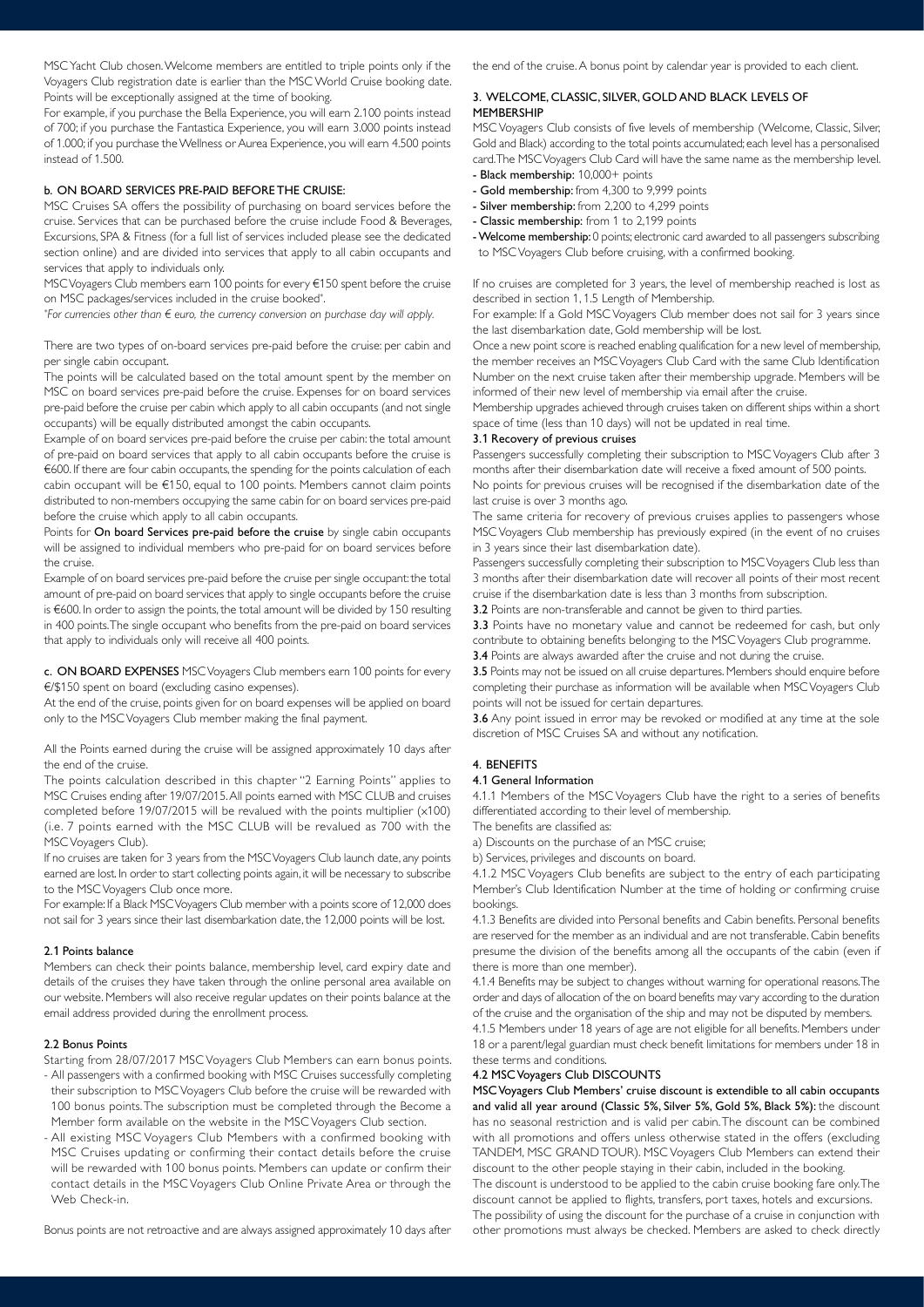MSC Yacht Club chosen. Welcome members are entitled to triple points only if the Voyagers Club registration date is earlier than the MSC World Cruise booking date. Points will be exceptionally assigned at the time of booking.

For example, if you purchase the Bella Experience, you will earn 2.100 points instead of 700; if you purchase the Fantastica Experience, you will earn 3.000 points instead of 1.000; if you purchase the Wellness or Aurea Experience, you will earn 4.500 points instead of 1.500.

### b. ON BOARD SERVICES PRE-PAID BEFORE THE CRUISE:

MSC Cruises SA offers the possibility of purchasing on board services before the cruise. Services that can be purchased before the cruise include Food & Beverages, Excursions, SPA & Fitness (for a full list of services included please see the dedicated section online) and are divided into services that apply to all cabin occupants and services that apply to individuals only.

MSC Voyagers Club members earn 100 points for every €150 spent before the cruise on MSC packages/services included in the cruise booked*.

*For currencies other than € euro, the currency conversion on purchase day will apply.*

There are two types of on-board services pre-paid before the cruise: per cabin and per single cabin occupant.

The points will be calculated based on the total amount spent by the member on MSC on board services pre-paid before the cruise. Expenses for on board services pre-paid before the cruise per cabin which apply to all cabin occupants (and not single occupants) will be equally distributed amongst the cabin occupants.

Example of on board services pre-paid before the cruise per cabin: the total amount of pre-paid on board services that apply to all cabin occupants before the cruise is €600. If there are four cabin occupants, the spending for the points calculation of each cabin occupant will be €150, equal to 100 points. Members cannot claim points distributed to non-members occupying the same cabin for on board services pre-paid before the cruise which apply to all cabin occupants.

Points for **On board Services pre-paid before the cruise** by single cabin occupants will be assigned to individual members who pre-paid for on board services before the cruise.

Example of on board services pre-paid before the cruise per single occupant: the total amount of pre-paid on board services that apply to single occupants before the cruise is €600. In order to assign the points, the total amount will be divided by 150 resulting in 400 points. The single occupant who benefits from the pre-paid on board services that apply to individuals only will receive all 400 points.

**c. ON BOARD EXPENSES** MSC Voyagers Club members earn 100 points for every €/$150 spent on board (excluding casino expenses).

At the end of the cruise, points given for on board expenses will be applied on board only to the MSC Voyagers Club member making the final payment.

All the Points earned during the cruise will be assigned approximately 10 days after the end of the cruise.

The points calculation described in this chapter "2 Earning Points" applies to MSC Cruises ending after 19/07/2015. All points earned with MSC CLUB and cruises completed before 19/07/2015 will be revalued with the points multiplier (x100) (i.e. 7 points earned with the MSC CLUB will be revalued as 700 with the MSC Voyagers Club).

If no cruises are taken for 3 years from the MSC Voyagers Club launch date, any points earned are lost. In order to start collecting points again, it will be necessary to subscribe to the MSC Voyagers Club once more.

For example: If a Black MSC Voyagers Club member with a points score of 12,000 does not sail for 3 years since their last disembarkation date, the 12,000 points will be lost.

### 2.1 Points balance

Members can check their points balance, membership level, card expiry date and details of the cruises they have taken through the online personal area available on our website. Members will also receive regular updates on their points balance at the email address provided during the enrollment process.

### 2.2 Bonus Points

Starting from 28/07/2017 MSC Voyagers Club Members can earn bonus points.

- All passengers with a confirmed booking with MSC Cruises successfully completing their subscription to MSC Voyagers Club before the cruise will be rewarded with 100 bonus points. The subscription must be completed through the Become a Member form available on the website in the MSC Voyagers Club section.
- All existing MSC Voyagers Club Members with a confirmed booking with MSC Cruises updating or confirming their contact details before the cruise will be rewarded with 100 bonus points. Members can update or confirm their contact details in the MSC Voyagers Club Online Private Area or through the Web Check-in.

Bonus points are not retroactive and are always assigned approximately 10 days after the end of the cruise. A bonus point by calendar year is provided to each client.

## 3. WELCOME, CLASSIC, SILVER, GOLD AND BLACK LEVELS OF MEMBERSHIP

MSC Voyagers Club consists of five levels of membership (Welcome, Classic, Silver, Gold and Black) according to the total points accumulated; each level has a personalised card. The MSC Voyagers Club Card will have the same name as the membership level.

- **Black membership:** 10,000+ points
- **Gold membership:** from 4,300 to 9,999 points
- **Silver membership:** from 2,200 to 4,299 points
- **Classic membership:** from 1 to 2,199 points
- **Welcome membership:** 0 points; electronic card awarded to all passengers subscribing to MSC Voyagers Club before cruising, with a confirmed booking.

If no cruises are completed for 3 years, the level of membership reached is lost as described in section 1, 1.5 Length of Membership.

For example: If a Gold MSC Voyagers Club member does not sail for 3 years since the last disembarkation date, Gold membership will be lost.

Once a new point score is reached enabling qualification for a new level of membership, the member receives an MSC Voyagers Club Card with the same Club Identification Number on the next cruise taken after their membership upgrade. Members will be informed of their new level of membership via email after the cruise.

Membership upgrades achieved through cruises taken on different ships within a short space of time (less than 10 days) will not be updated in real time.

### 3.1 Recovery of previous cruises

Passengers successfully completing their subscription to MSC Voyagers Club after 3 months after their disembarkation date will receive a fixed amount of 500 points.

No points for previous cruises will be recognised if the disembarkation date of the last cruise is over 3 months ago.

The same criteria for recovery of previous cruises applies to passengers whose MSC Voyagers Club membership has previously expired (in the event of no cruises in 3 years since their last disembarkation date).

Passengers successfully completing their subscription to MSC Voyagers Club less than 3 months after their disembarkation date will recover all points of their most recent cruise if the disembarkation date is less than 3 months from subscription.

**3.2** Points are non-transferable and cannot be given to third parties.

**3.3** Points have no monetary value and cannot be redeemed for cash, but only contribute to obtaining benefits belonging to the MSC Voyagers Club programme.

**3.4** Points are always awarded after the cruise and not during the cruise.

**3.5** Points may not be issued on all cruise departures. Members should enquire before completing their purchase as information will be available when MSC Voyagers Club points will not be issued for certain departures.

**3.6** Any point issued in error may be revoked or modified at any time at the sole discretion of MSC Cruises SA and without any notification.

## 4. BENEFITS

### 4.1 General Information

4.1.1 Members of the MSC Voyagers Club have the right to a series of benefits differentiated according to their level of membership.

The benefits are classified as:

a) Discounts on the purchase of an MSC cruise;

b) Services, privileges and discounts on board.

4.1.2 MSC Voyagers Club benefits are subject to the entry of each participating Member's Club Identification Number at the time of holding or confirming cruise bookings.

4.1.3 Benefits are divided into Personal benefits and Cabin benefits. Personal benefits are reserved for the member as an individual and are not transferable. Cabin benefits presume the division of the benefits among all the occupants of the cabin (even if there is more than one member).

4.1.4 Benefits may be subject to changes without warning for operational reasons. The order and days of allocation of the on board benefits may vary according to the duration of the cruise and the organisation of the ship and may not be disputed by members.

4.1.5 Members under 18 years of age are not eligible for all benefits. Members under 18 or a parent/legal guardian must check benefit limitations for members under 18 in these terms and conditions.

### 4.2 MSC Voyagers Club DISCOUNTS

**MSC Voyagers Club Members' cruise discount is extendible to all cabin occupants and valid all year around (Classic 5%, Silver 5%, Gold 5%, Black 5%):** the discount has no seasonal restriction and is valid per cabin. The discount can be combined with all promotions and offers unless otherwise stated in the offers (excluding TANDEM, MSC GRAND TOUR). MSC Voyagers Club Members can extend their discount to the other people staying in their cabin, included in the booking.

The discount is understood to be applied to the cabin cruise booking fare only. The discount cannot be applied to flights, transfers, port taxes, hotels and excursions.

The possibility of using the discount for the purchase of a cruise in conjunction with other promotions must always be checked. Members are asked to check directly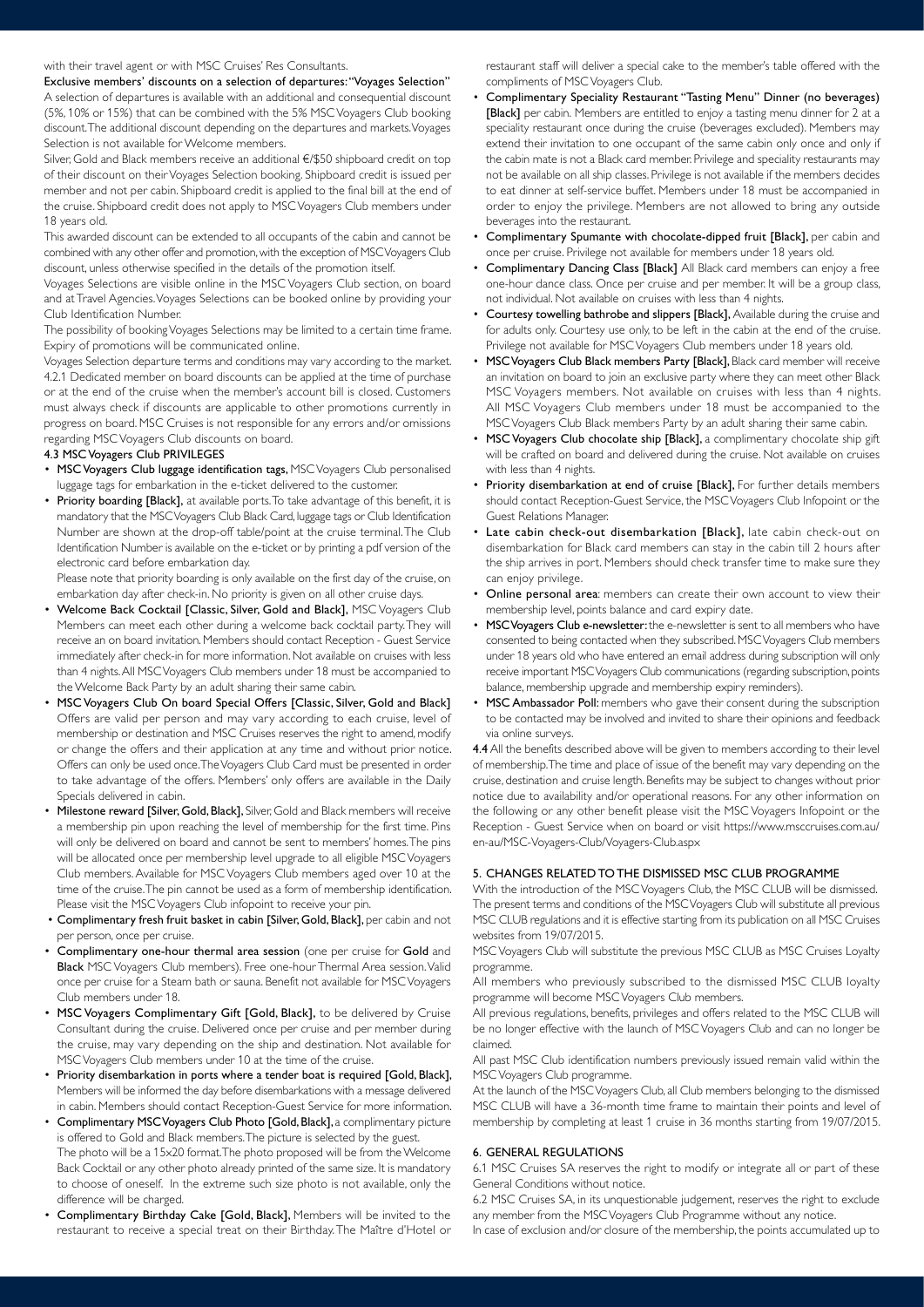with their travel agent or with MSC Cruises' Res Consultants.

**Exclusive members' discounts on a selection of departures: "Voyages Selection"**
A selection of departures is available with an additional and consequential discount (5%, 10% or 15%) that can be combined with the 5% MSC Voyagers Club booking discount. The additional discount depending on the departures and markets. Voyages Selection is not available for Welcome members.

Silver, Gold and Black members receive an additional €/$50 shipboard credit on top of their discount on their Voyages Selection booking. Shipboard credit is issued per member and not per cabin. Shipboard credit is applied to the final bill at the end of the cruise. Shipboard credit does not apply to MSC Voyagers Club members under 18 years old.

This awarded discount can be extended to all occupants of the cabin and cannot be combined with any other offer and promotion, with the exception of MSC Voyagers Club discount, unless otherwise specified in the details of the promotion itself.

Voyages Selections are visible online in the MSC Voyagers Club section, on board and at Travel Agencies. Voyages Selections can be booked online by providing your Club Identification Number.

The possibility of booking Voyages Selections may be limited to a certain time frame. Expiry of promotions will be communicated online.

Voyages Selection departure terms and conditions may vary according to the market.

4.2.1 Dedicated member on board discounts can be applied at the time of purchase or at the end of the cruise when the member's account bill is closed. Customers must always check if discounts are applicable to other promotions currently in progress on board. MSC Cruises is not responsible for any errors and/or omissions regarding MSC Voyagers Club discounts on board.

### 4.3 MSC Voyagers Club PRIVILEGES

- **MSC Voyagers Club luggage identification tags,** MSC Voyagers Club personalised luggage tags for embarkation in the e-ticket delivered to the customer.
- **Priority boarding [Black],** at available ports. To take advantage of this benefit, it is mandatory that the MSC Voyagers Club Black Card, luggage tags or Club Identification Number are shown at the drop-off table/point at the cruise terminal. The Club Identification Number is available on the e-ticket or by printing a pdf version of the electronic card before embarkation day.
  Please note that priority boarding is only available on the first day of the cruise, on embarkation day after check-in. No priority is given on all other cruise days.
- **Welcome Back Cocktail [Classic, Silver, Gold and Black],** MSC Voyagers Club Members can meet each other during a welcome back cocktail party. They will receive an on board invitation. Members should contact Reception - Guest Service immediately after check-in for more information. Not available on cruises with less than 4 nights. All MSC Voyagers Club members under 18 must be accompanied to the Welcome Back Party by an adult sharing their same cabin.
- **MSC Voyagers Club On board Special Offers [Classic, Silver, Gold and Black]** Offers are valid per person and may vary according to each cruise, level of membership or destination and MSC Cruises reserves the right to amend, modify or change the offers and their application at any time and without prior notice. Offers can only be used once. The Voyagers Club Card must be presented in order to take advantage of the offers. Members' only offers are available in the Daily Specials delivered in cabin.
- **Milestone reward [Silver, Gold, Black],** Silver, Gold and Black members will receive a membership pin upon reaching the level of membership for the first time. Pins will only be delivered on board and cannot be sent to members' homes. The pins will be allocated once per membership level upgrade to all eligible MSC Voyagers Club members. Available for MSC Voyagers Club members aged over 10 at the time of the cruise. The pin cannot be used as a form of membership identification. Please visit the MSC Voyagers Club infopoint to receive your pin.
- **Complimentary fresh fruit basket in cabin [Silver, Gold, Black],** per cabin and not per person, once per cruise.
- **Complimentary one-hour thermal area session** (one per cruise for **Gold** and **Black** MSC Voyagers Club members). Free one-hour Thermal Area session. Valid once per cruise for a Steam bath or sauna. Benefit not available for MSC Voyagers Club members under 18.
- **MSC Voyagers Complimentary Gift [Gold, Black],** to be delivered by Cruise Consultant during the cruise. Delivered once per cruise and per member during the cruise, may vary depending on the ship and destination. Not available for MSC Voyagers Club members under 10 at the time of the cruise.
- **Priority disembarkation in ports where a tender boat is required [Gold, Black],** Members will be informed the day before disembarkations with a message delivered in cabin. Members should contact Reception-Guest Service for more information.
- **Complimentary MSC Voyagers Club Photo [Gold, Black],** a complimentary picture is offered to Gold and Black members. The picture is selected by the guest.
  The photo will be a 15x20 format. The photo proposed will be from the Welcome Back Cocktail or any other photo already printed of the same size. It is mandatory to choose of oneself. In the extreme such size photo is not available, only the difference will be charged.
- **Complimentary Birthday Cake [Gold, Black],** Members will be invited to the restaurant to receive a special treat on their Birthday. The Maître d'Hotel or restaurant staff will deliver a special cake to the member's table offered with the compliments of MSC Voyagers Club.
- **Complimentary Speciality Restaurant "Tasting Menu" Dinner (no beverages) [Black]** per cabin. Members are entitled to enjoy a tasting menu dinner for 2 at a speciality restaurant once during the cruise (beverages excluded). Members may extend their invitation to one occupant of the same cabin only once and only if the cabin mate is not a Black card member. Privilege and speciality restaurants may not be available on all ship classes. Privilege is not available if the members decides to eat dinner at self-service buffet. Members under 18 must be accompanied in order to enjoy the privilege. Members are not allowed to bring any outside beverages into the restaurant.
- **Complimentary Spumante with chocolate-dipped fruit [Black],** per cabin and once per cruise. Privilege not available for members under 18 years old.
- **Complimentary Dancing Class [Black]** All Black card members can enjoy a free one-hour dance class. Once per cruise and per member. It will be a group class, not individual. Not available on cruises with less than 4 nights.
- **Courtesy towelling bathrobe and slippers [Black],** Available during the cruise and for adults only. Courtesy use only, to be left in the cabin at the end of the cruise. Privilege not available for MSC Voyagers Club members under 18 years old.
- **MSC Voyagers Club Black members Party [Black],** Black card member will receive an invitation on board to join an exclusive party where they can meet other Black MSC Voyagers members. Not available on cruises with less than 4 nights. All MSC Voyagers Club members under 18 must be accompanied to the MSC Voyagers Club Black members Party by an adult sharing their same cabin.
- **MSC Voyagers Club chocolate ship [Black],** a complimentary chocolate ship gift will be crafted on board and delivered during the cruise. Not available on cruises with less than 4 nights.
- **Priority disembarkation at end of cruise [Black],** For further details members should contact Reception-Guest Service, the MSC Voyagers Club Infopoint or the Guest Relations Manager.
- **Late cabin check-out disembarkation [Black],** late cabin check-out on disembarkation for Black card members can stay in the cabin till 2 hours after the ship arrives in port. Members should check transfer time to make sure they can enjoy privilege.
- **Online personal area**: members can create their own account to view their membership level, points balance and card expiry date.
- **MSC Voyagers Club e-newsletter:** the e-newsletter is sent to all members who have consented to being contacted when they subscribed. MSC Voyagers Club members under 18 years old who have entered an email address during subscription will only receive important MSC Voyagers Club communications (regarding subscription, points balance, membership upgrade and membership expiry reminders).
- **MSC Ambassador Poll:** members who gave their consent during the subscription to be contacted may be involved and invited to share their opinions and feedback via online surveys.

**4.4** All the benefits described above will be given to members according to their level of membership. The time and place of issue of the benefit may vary depending on the cruise, destination and cruise length. Benefits may be subject to changes without prior notice due to availability and/or operational reasons. For any other information on the following or any other benefit please visit the MSC Voyagers Infopoint or the Reception - Guest Service when on board or visit https://www.msccruises.com.au/en-au/MSC-Voyagers-Club/Voyagers-Club.aspx

### 5. CHANGES RELATED TO THE DISMISSED MSC CLUB PROGRAMME

With the introduction of the MSC Voyagers Club, the MSC CLUB will be dismissed. The present terms and conditions of the MSC Voyagers Club will substitute all previous MSC CLUB regulations and it is effective starting from its publication on all MSC Cruises websites from 19/07/2015.

MSC Voyagers Club will substitute the previous MSC CLUB as MSC Cruises Loyalty programme.

All members who previously subscribed to the dismissed MSC CLUB loyalty programme will become MSC Voyagers Club members.

All previous regulations, benefits, privileges and offers related to the MSC CLUB will be no longer effective with the launch of MSC Voyagers Club and can no longer be claimed.

All past MSC Club identification numbers previously issued remain valid within the MSC Voyagers Club programme.

At the launch of the MSC Voyagers Club, all Club members belonging to the dismissed MSC CLUB will have a 36-month time frame to maintain their points and level of membership by completing at least 1 cruise in 36 months starting from 19/07/2015.

### 6. GENERAL REGULATIONS

6.1 MSC Cruises SA reserves the right to modify or integrate all or part of these General Conditions without notice.

6.2 MSC Cruises SA, in its unquestionable judgement, reserves the right to exclude any member from the MSC Voyagers Club Programme without any notice.

In case of exclusion and/or closure of the membership, the points accumulated up to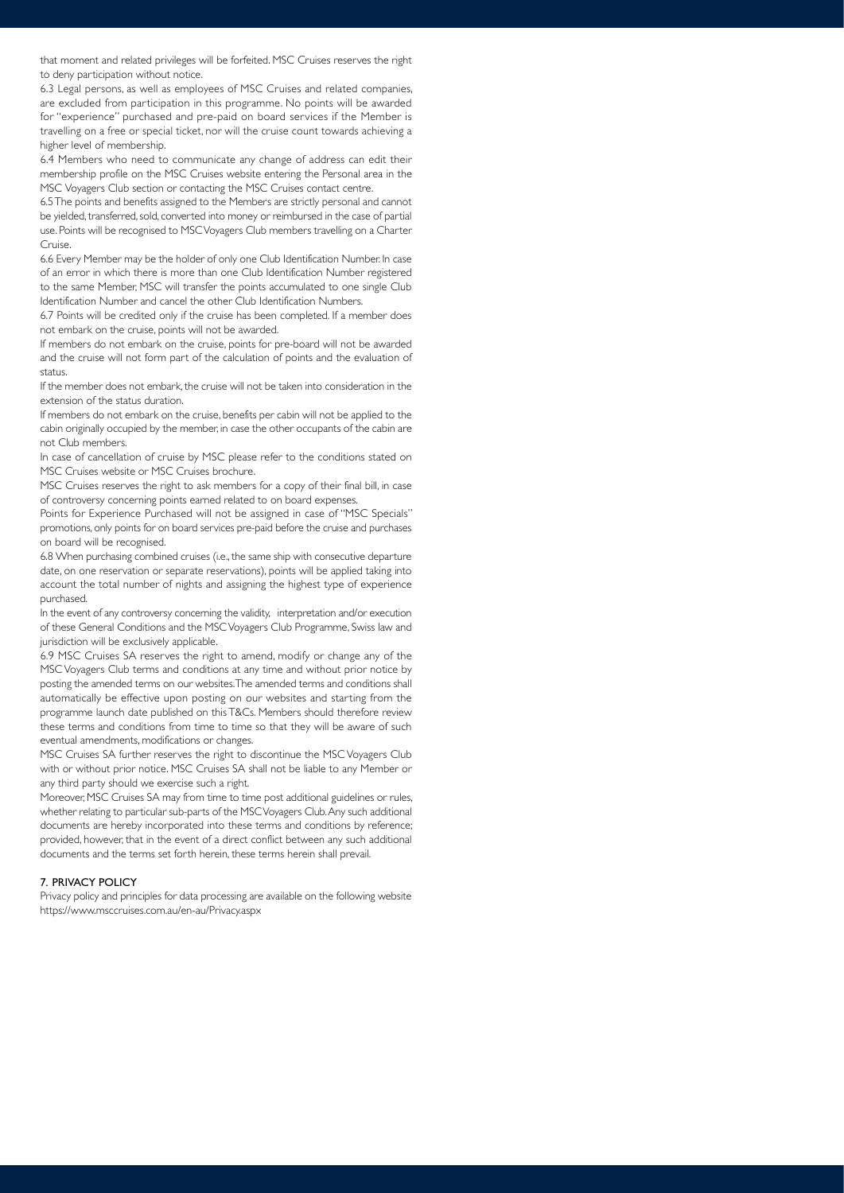that moment and related privileges will be forfeited. MSC Cruises reserves the right to deny participation without notice.

6.3 Legal persons, as well as employees of MSC Cruises and related companies, are excluded from participation in this programme. No points will be awarded for "experience" purchased and pre-paid on board services if the Member is travelling on a free or special ticket, nor will the cruise count towards achieving a higher level of membership.

6.4 Members who need to communicate any change of address can edit their membership profile on the MSC Cruises website entering the Personal area in the MSC Voyagers Club section or contacting the MSC Cruises contact centre.

6.5 The points and benefits assigned to the Members are strictly personal and cannot be yielded, transferred, sold, converted into money or reimbursed in the case of partial use. Points will be recognised to MSC Voyagers Club members travelling on a Charter Cruise.

6.6 Every Member may be the holder of only one Club Identification Number. In case of an error in which there is more than one Club Identification Number registered to the same Member, MSC will transfer the points accumulated to one single Club Identification Number and cancel the other Club Identification Numbers.

6.7 Points will be credited only if the cruise has been completed. If a member does not embark on the cruise, points will not be awarded.

If members do not embark on the cruise, points for pre-board will not be awarded and the cruise will not form part of the calculation of points and the evaluation of status.

If the member does not embark, the cruise will not be taken into consideration in the extension of the status duration.

If members do not embark on the cruise, benefits per cabin will not be applied to the cabin originally occupied by the member, in case the other occupants of the cabin are not Club members.

In case of cancellation of cruise by MSC please refer to the conditions stated on MSC Cruises website or MSC Cruises brochure.

MSC Cruises reserves the right to ask members for a copy of their final bill, in case of controversy concerning points earned related to on board expenses.

Points for Experience Purchased will not be assigned in case of "MSC Specials" promotions, only points for on board services pre-paid before the cruise and purchases on board will be recognised.

6.8 When purchasing combined cruises (i.e., the same ship with consecutive departure date, on one reservation or separate reservations), points will be applied taking into account the total number of nights and assigning the highest type of experience purchased.

In the event of any controversy concerning the validity, interpretation and/or execution of these General Conditions and the MSC Voyagers Club Programme, Swiss law and jurisdiction will be exclusively applicable.

6.9 MSC Cruises SA reserves the right to amend, modify or change any of the MSC Voyagers Club terms and conditions at any time and without prior notice by posting the amended terms on our websites. The amended terms and conditions shall automatically be effective upon posting on our websites and starting from the programme launch date published on this T&Cs. Members should therefore review these terms and conditions from time to time so that they will be aware of such eventual amendments, modifications or changes.

MSC Cruises SA further reserves the right to discontinue the MSC Voyagers Club with or without prior notice. MSC Cruises SA shall not be liable to any Member or any third party should we exercise such a right.

Moreover, MSC Cruises SA may from time to time post additional guidelines or rules, whether relating to particular sub-parts of the MSC Voyagers Club. Any such additional documents are hereby incorporated into these terms and conditions by reference; provided, however, that in the event of a direct conflict between any such additional documents and the terms set forth herein, these terms herein shall prevail.

## 7. PRIVACY POLICY

Privacy policy and principles for data processing are available on the following website https://www.msccruises.com.au/en-au/Privacy.aspx